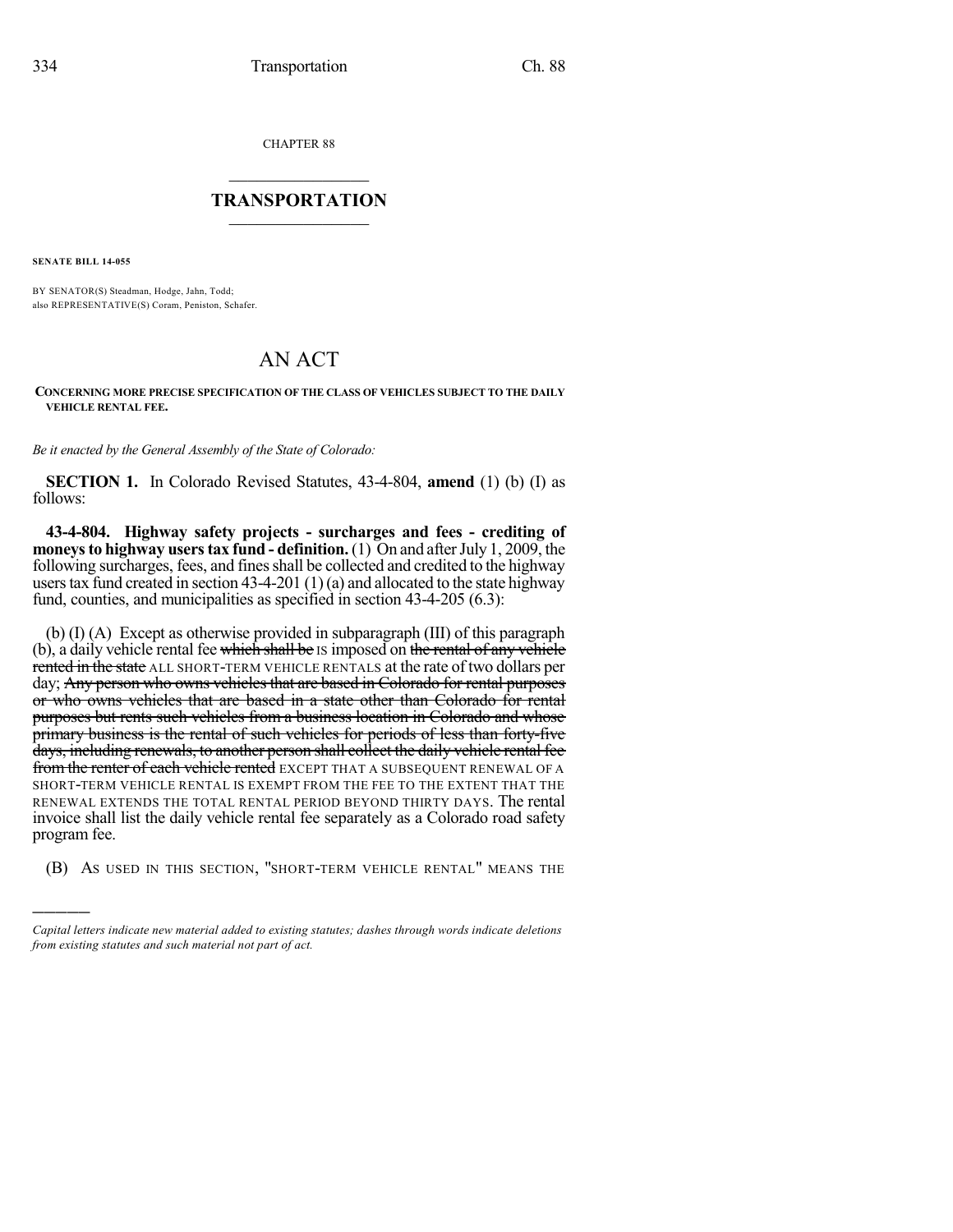CHAPTER 88

## TRANSPORTATION

**SENATE BILL 14-055**

BY SENATOR(S) Steadman, Hodge, Jahn, Todd;
also REPRESENTATIVE(S) Coram, Peniston, Schafer.

# AN ACT

**CONCERNING MORE PRECISE SPECIFICATION OF THE CLASS OF VEHICLES SUBJECT TO THE DAILY VEHICLE RENTAL FEE.**

*Be it enacted by the General Assembly of the State of Colorado:*

**SECTION 1.** In Colorado Revised Statutes, 43-4-804, **amend** (1) (b) (I) as follows:

**43-4-804. Highway safety projects - surcharges and fees - crediting of moneys to highway users tax fund - definition.** (1) On and after July 1, 2009, the following surcharges, fees, and fines shall be collected and credited to the highway users tax fund created in section 43-4-201 (1) (a) and allocated to the state highway fund, counties, and municipalities as specified in section 43-4-205 (6.3):

(b) (I) (A) Except as otherwise provided in subparagraph (III) of this paragraph (b), a daily vehicle rental fee ~~which shall be~~ IS imposed on ~~the rental of any vehicle rented in the state~~ ALL SHORT-TERM VEHICLE RENTALS at the rate of two dollars per day; ~~Any person who owns vehicles that are based in Colorado for rental purposes or who owns vehicles that are based in a state other than Colorado for rental purposes but rents such vehicles from a business location in Colorado and whose primary business is the rental of such vehicles for periods of less than forty-five days, including renewals, to another person shall collect the daily vehicle rental fee from the renter of each vehicle rented~~ EXCEPT THAT A SUBSEQUENT RENEWAL OF A SHORT-TERM VEHICLE RENTAL IS EXEMPT FROM THE FEE TO THE EXTENT THAT THE RENEWAL EXTENDS THE TOTAL RENTAL PERIOD BEYOND THIRTY DAYS. The rental invoice shall list the daily vehicle rental fee separately as a Colorado road safety program fee.

(B) AS USED IN THIS SECTION, "SHORT-TERM VEHICLE RENTAL" MEANS THE

---

*Capital letters indicate new material added to existing statutes; dashes through words indicate deletions from existing statutes and such material not part of act.*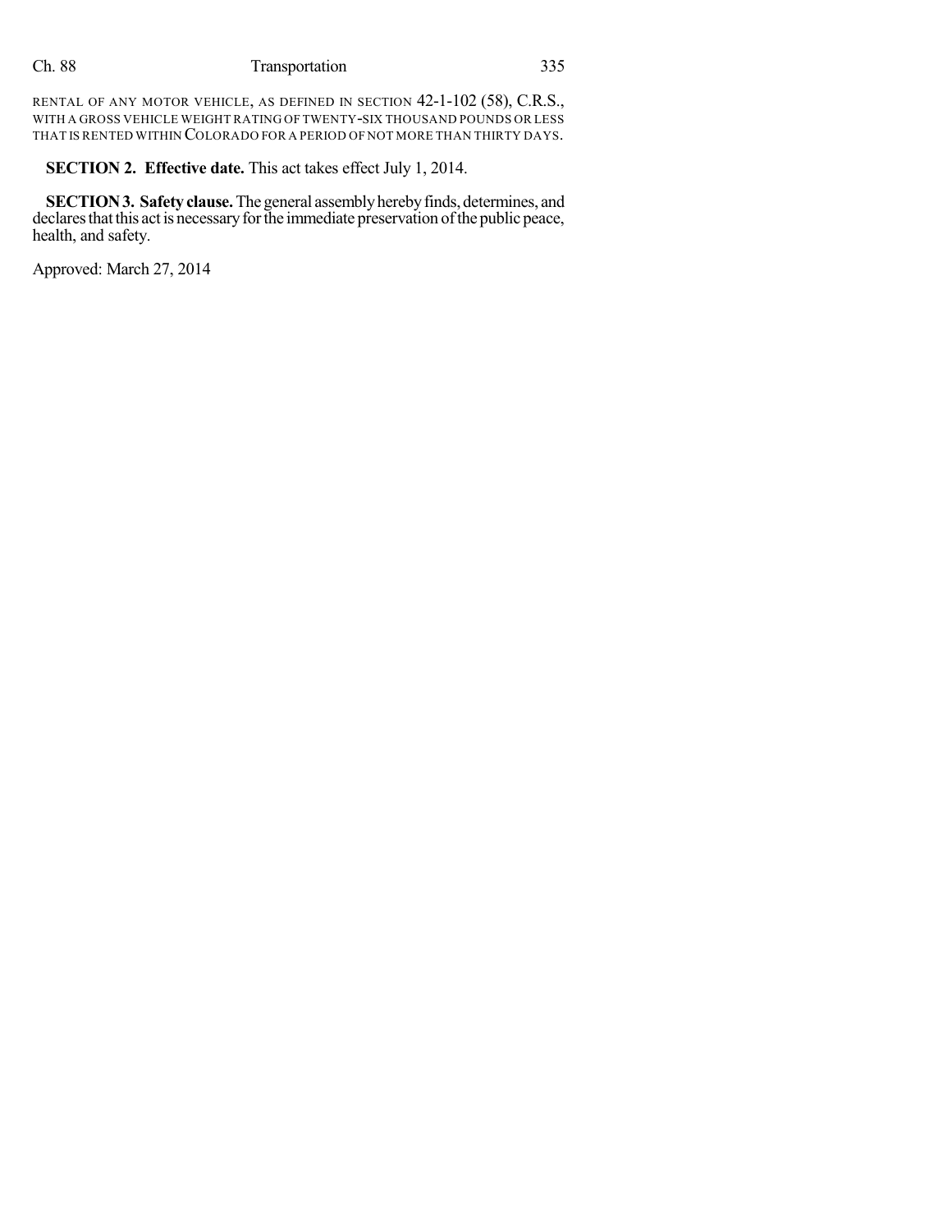RENTAL OF ANY MOTOR VEHICLE, AS DEFINED IN SECTION 42-1-102 (58), C.R.S., WITH A GROSS VEHICLE WEIGHT RATING OF TWENTY-SIX THOUSAND POUNDS OR LESS THAT IS RENTED WITHIN COLORADO FOR A PERIOD OF NOT MORE THAN THIRTY DAYS.

**SECTION 2. Effective date.** This act takes effect July 1, 2014.

**SECTION 3. Safety clause.** The general assembly hereby finds, determines, and declares that this act is necessary for the immediate preservation of the public peace, health, and safety.

Approved: March 27, 2014